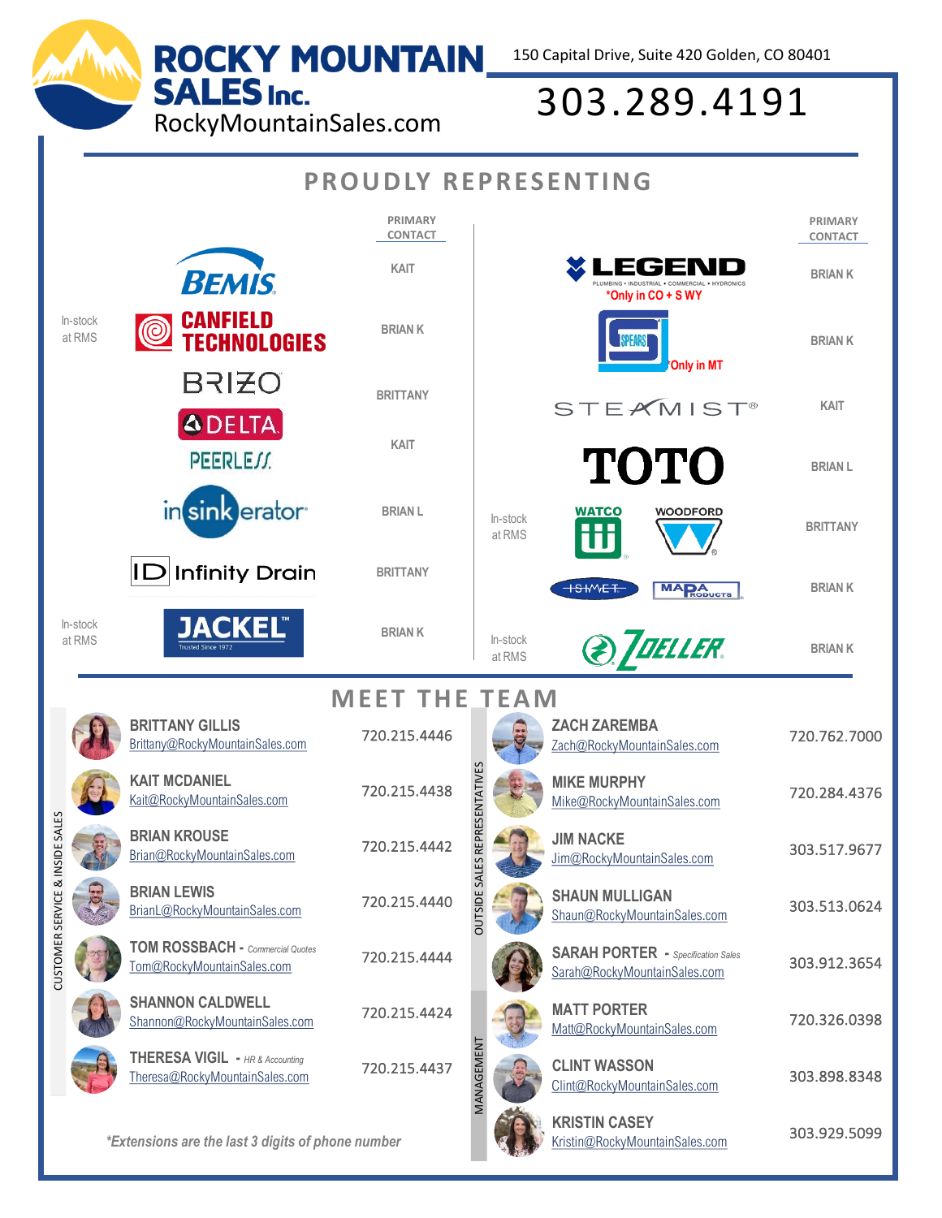# ROCKY MOUNTAIN SALES Inc.

RockyMountainSales.com

150 Capital Drive, Suite 420 Golden, CO 80401

303.289.4191

## PROUDLY REPRESENTING

| | Brand | Primary Contact |
|---|---|---|
| | BEMIS | KAIT |
| In-stock at RMS | CANFIELD TECHNOLOGIES | BRIAN K |
| | BRIZO | BRITTANY |
| | DELTA / PEERLESS | KAIT |
| | insinkerator | BRIAN L |
| | Infinity Drain | BRITTANY |
| In-stock at RMS | JACKEL | BRIAN K |

| | Brand | Primary Contact |
|---|---|---|
| | LEGEND *Only in CO + S WY | BRIAN K |
| | SPEARS *Only in MT | BRIAN K |
| | STEAMIST | KAIT |
| | TOTO | BRIAN L |
| In-stock at RMS | WATCO / WOODFORD | BRITTANY |
| | ISMET / MAPA PRODUCTS | BRIAN K |
| In-stock at RMS | ZOELLER | BRIAN K |

## MEET THE TEAM

### Customer Service & Inside Sales

| Name | Email | Phone |
|---|---|---|
| BRITTANY GILLIS | Brittany@RockyMountainSales.com | 720.215.4446 |
| KAIT MCDANIEL | Kait@RockyMountainSales.com | 720.215.4438 |
| BRIAN KROUSE | Brian@RockyMountainSales.com | 720.215.4442 |
| BRIAN LEWIS | BrianL@RockyMountainSales.com | 720.215.4440 |
| TOM ROSSBACH - *Commercial Quotes* | Tom@RockyMountainSales.com | 720.215.4444 |
| SHANNON CALDWELL | Shannon@RockyMountainSales.com | 720.215.4424 |
| THERESA VIGIL - *HR & Accounting* | Theresa@RockyMountainSales.com | 720.215.4437 |

*\*Extensions are the last 3 digits of phone number*

### Outside Sales Representatives

| Name | Email | Phone |
|---|---|---|
| ZACH ZAREMBA | Zach@RockyMountainSales.com | 720.762.7000 |
| MIKE MURPHY | Mike@RockyMountainSales.com | 720.284.4376 |
| JIM NACKE | Jim@RockyMountainSales.com | 303.517.9677 |
| SHAUN MULLIGAN | Shaun@RockyMountainSales.com | 303.513.0624 |
| SARAH PORTER - *Specification Sales* | Sarah@RockyMountainSales.com | 303.912.3654 |

### Management

| Name | Email | Phone |
|---|---|---|
| MATT PORTER | Matt@RockyMountainSales.com | 720.326.0398 |
| CLINT WASSON | Clint@RockyMountainSales.com | 303.898.8348 |
| KRISTIN CASEY | Kristin@RockyMountainSales.com | 303.929.5099 |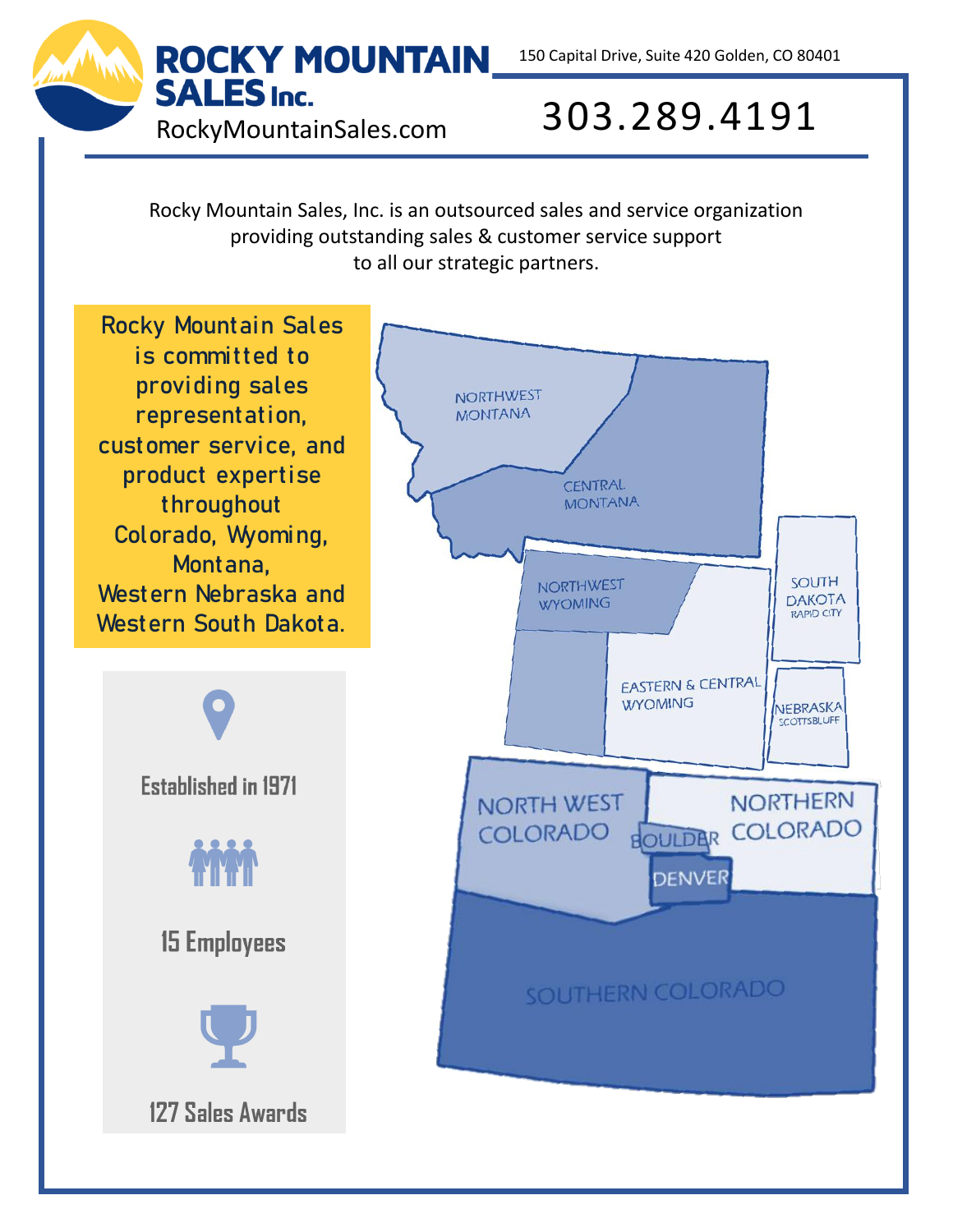# ROCKY MOUNTAIN SALES Inc.

RockyMountainSales.com

150 Capital Drive, Suite 420 Golden, CO 80401

303.289.4191

Rocky Mountain Sales, Inc. is an outsourced sales and service organization providing outstanding sales & customer service support to all our strategic partners.

**Rocky Mountain Sales is committed to providing sales representation, customer service, and product expertise throughout Colorado, Wyoming, Montana, Western Nebraska and Western South Dakota.**

Established in 1971

15 Employees

127 Sales Awards

NORTHWEST MONTANA

CENTRAL MONTANA

NORTHWEST WYOMING

EASTERN & CENTRAL WYOMING

SOUTH DAKOTA
RAPID CITY

NEBRASKA
SCOTTSBLUFF

NORTH WEST COLORADO

BOULDER

DENVER

NORTHERN COLORADO

SOUTHERN COLORADO